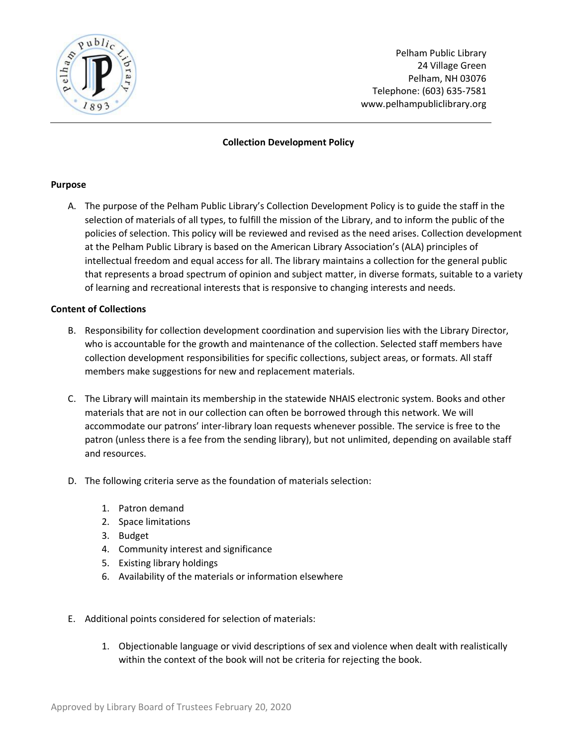Pelham Public Library
24 Village Green
Pelham, NH 03076
Telephone: (603) 635-7581
www.pelhampubliclibrary.org

# Collection Development Policy

## Purpose

A. The purpose of the Pelham Public Library's Collection Development Policy is to guide the staff in the selection of materials of all types, to fulfill the mission of the Library, and to inform the public of the policies of selection. This policy will be reviewed and revised as the need arises. Collection development at the Pelham Public Library is based on the American Library Association's (ALA) principles of intellectual freedom and equal access for all. The library maintains a collection for the general public that represents a broad spectrum of opinion and subject matter, in diverse formats, suitable to a variety of learning and recreational interests that is responsive to changing interests and needs.

## Content of Collections

B. Responsibility for collection development coordination and supervision lies with the Library Director, who is accountable for the growth and maintenance of the collection. Selected staff members have collection development responsibilities for specific collections, subject areas, or formats. All staff members make suggestions for new and replacement materials.

C. The Library will maintain its membership in the statewide NHAIS electronic system. Books and other materials that are not in our collection can often be borrowed through this network. We will accommodate our patrons' inter-library loan requests whenever possible. The service is free to the patron (unless there is a fee from the sending library), but not unlimited, depending on available staff and resources.

D. The following criteria serve as the foundation of materials selection:

1. Patron demand
2. Space limitations
3. Budget
4. Community interest and significance
5. Existing library holdings
6. Availability of the materials or information elsewhere

E. Additional points considered for selection of materials:

1. Objectionable language or vivid descriptions of sex and violence when dealt with realistically within the context of the book will not be criteria for rejecting the book.

Approved by Library Board of Trustees February 20, 2020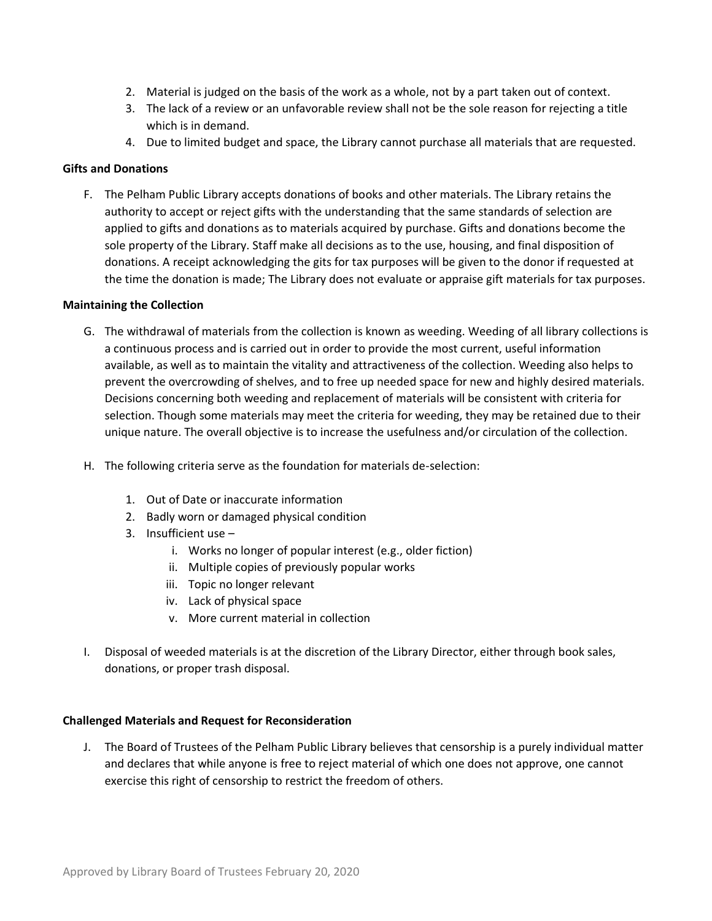2. Material is judged on the basis of the work as a whole, not by a part taken out of context.
3. The lack of a review or an unfavorable review shall not be the sole reason for rejecting a title which is in demand.
4. Due to limited budget and space, the Library cannot purchase all materials that are requested.

**Gifts and Donations**

F. The Pelham Public Library accepts donations of books and other materials. The Library retains the authority to accept or reject gifts with the understanding that the same standards of selection are applied to gifts and donations as to materials acquired by purchase. Gifts and donations become the sole property of the Library. Staff make all decisions as to the use, housing, and final disposition of donations. A receipt acknowledging the gits for tax purposes will be given to the donor if requested at the time the donation is made; The Library does not evaluate or appraise gift materials for tax purposes.

**Maintaining the Collection**

G. The withdrawal of materials from the collection is known as weeding. Weeding of all library collections is a continuous process and is carried out in order to provide the most current, useful information available, as well as to maintain the vitality and attractiveness of the collection. Weeding also helps to prevent the overcrowding of shelves, and to free up needed space for new and highly desired materials. Decisions concerning both weeding and replacement of materials will be consistent with criteria for selection. Though some materials may meet the criteria for weeding, they may be retained due to their unique nature. The overall objective is to increase the usefulness and/or circulation of the collection.

H. The following criteria serve as the foundation for materials de-selection:

   1. Out of Date or inaccurate information
   2. Badly worn or damaged physical condition
   3. Insufficient use –
      i. Works no longer of popular interest (e.g., older fiction)
      ii. Multiple copies of previously popular works
      iii. Topic no longer relevant
      iv. Lack of physical space
      v. More current material in collection

I. Disposal of weeded materials is at the discretion of the Library Director, either through book sales, donations, or proper trash disposal.

**Challenged Materials and Request for Reconsideration**

J. The Board of Trustees of the Pelham Public Library believes that censorship is a purely individual matter and declares that while anyone is free to reject material of which one does not approve, one cannot exercise this right of censorship to restrict the freedom of others.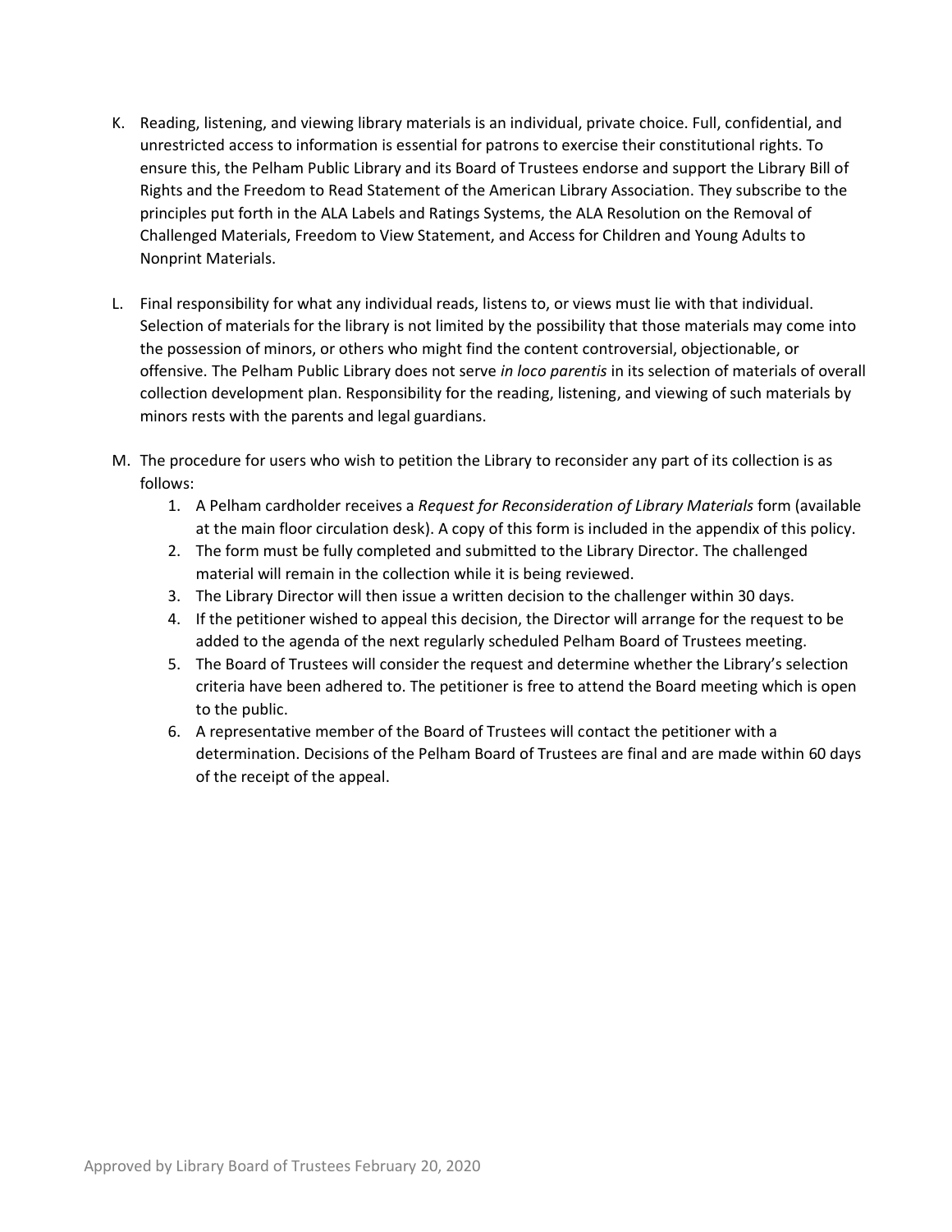K. Reading, listening, and viewing library materials is an individual, private choice. Full, confidential, and unrestricted access to information is essential for patrons to exercise their constitutional rights. To ensure this, the Pelham Public Library and its Board of Trustees endorse and support the Library Bill of Rights and the Freedom to Read Statement of the American Library Association. They subscribe to the principles put forth in the ALA Labels and Ratings Systems, the ALA Resolution on the Removal of Challenged Materials, Freedom to View Statement, and Access for Children and Young Adults to Nonprint Materials.

L. Final responsibility for what any individual reads, listens to, or views must lie with that individual. Selection of materials for the library is not limited by the possibility that those materials may come into the possession of minors, or others who might find the content controversial, objectionable, or offensive. The Pelham Public Library does not serve *in loco parentis* in its selection of materials of overall collection development plan. Responsibility for the reading, listening, and viewing of such materials by minors rests with the parents and legal guardians.

M. The procedure for users who wish to petition the Library to reconsider any part of its collection is as follows:
   1. A Pelham cardholder receives a *Request for Reconsideration of Library Materials* form (available at the main floor circulation desk). A copy of this form is included in the appendix of this policy.
   2. The form must be fully completed and submitted to the Library Director. The challenged material will remain in the collection while it is being reviewed.
   3. The Library Director will then issue a written decision to the challenger within 30 days.
   4. If the petitioner wished to appeal this decision, the Director will arrange for the request to be added to the agenda of the next regularly scheduled Pelham Board of Trustees meeting.
   5. The Board of Trustees will consider the request and determine whether the Library's selection criteria have been adhered to. The petitioner is free to attend the Board meeting which is open to the public.
   6. A representative member of the Board of Trustees will contact the petitioner with a determination. Decisions of the Pelham Board of Trustees are final and are made within 60 days of the receipt of the appeal.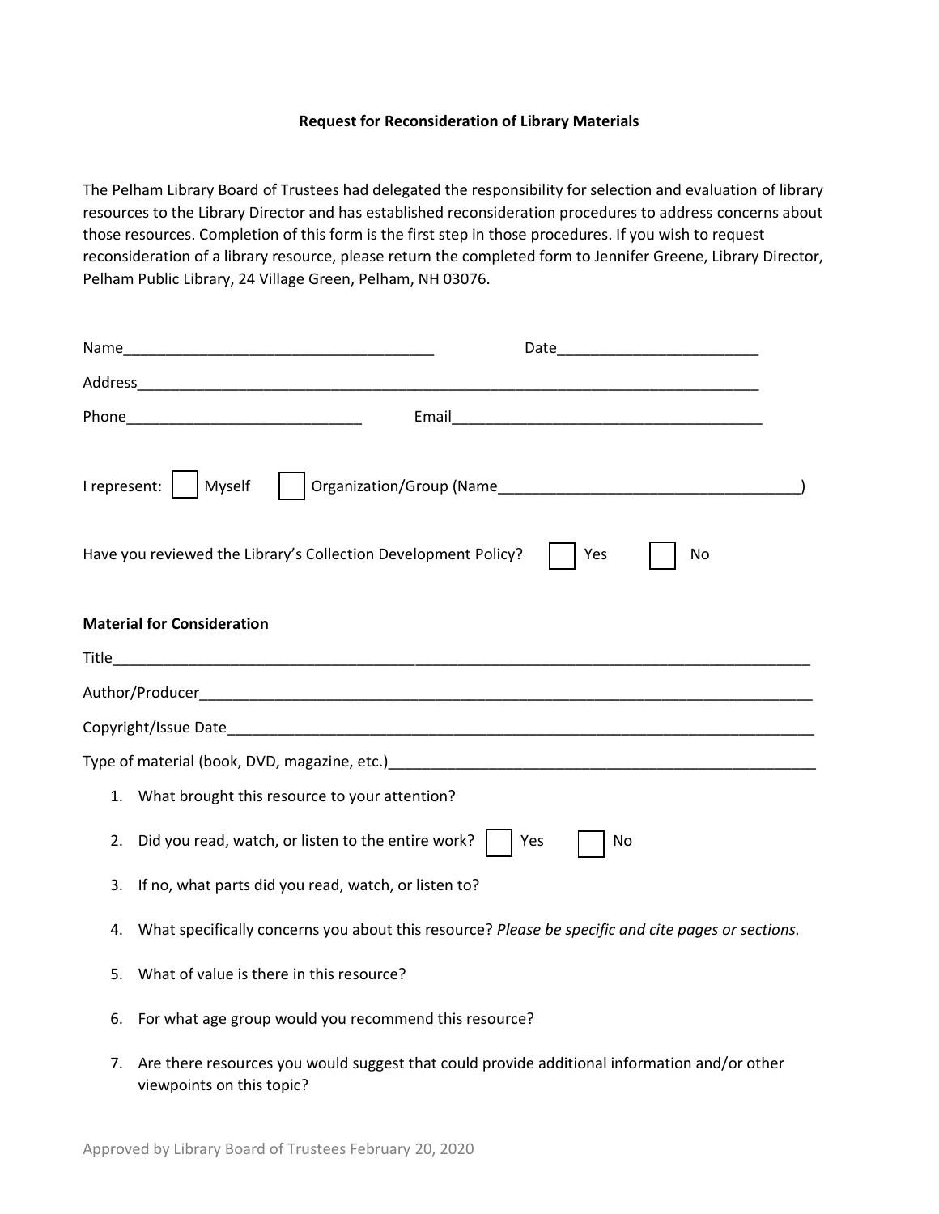**Request for Reconsideration of Library Materials**

The Pelham Library Board of Trustees had delegated the responsibility for selection and evaluation of library resources to the Library Director and has established reconsideration procedures to address concerns about those resources. Completion of this form is the first step in those procedures. If you wish to request reconsideration of a library resource, please return the completed form to Jennifer Greene, Library Director, Pelham Public Library, 24 Village Green, Pelham, NH 03076.

Name_____________________________________ Date________________________

Address______________________________________________________________________________

Phone____________________________ Email_____________________________________

I represent: ☐ Myself ☐ Organization/Group (Name____________________________________)

Have you reviewed the Library's Collection Development Policy? ☐ Yes ☐ No

**Material for Consideration**

Title_________________________________________________________________________________

Author/Producer________________________________________________________________________

Copyright/Issue Date_____________________________________________________________________

Type of material (book, DVD, magazine, etc.)_____________________________________________________

1. What brought this resource to your attention?
2. Did you read, watch, or listen to the entire work? ☐ Yes ☐ No
3. If no, what parts did you read, watch, or listen to?
4. What specifically concerns you about this resource? *Please be specific and cite pages or sections.*
5. What of value is there in this resource?
6. For what age group would you recommend this resource?
7. Are there resources you would suggest that could provide additional information and/or other viewpoints on this topic?

Approved by Library Board of Trustees February 20, 2020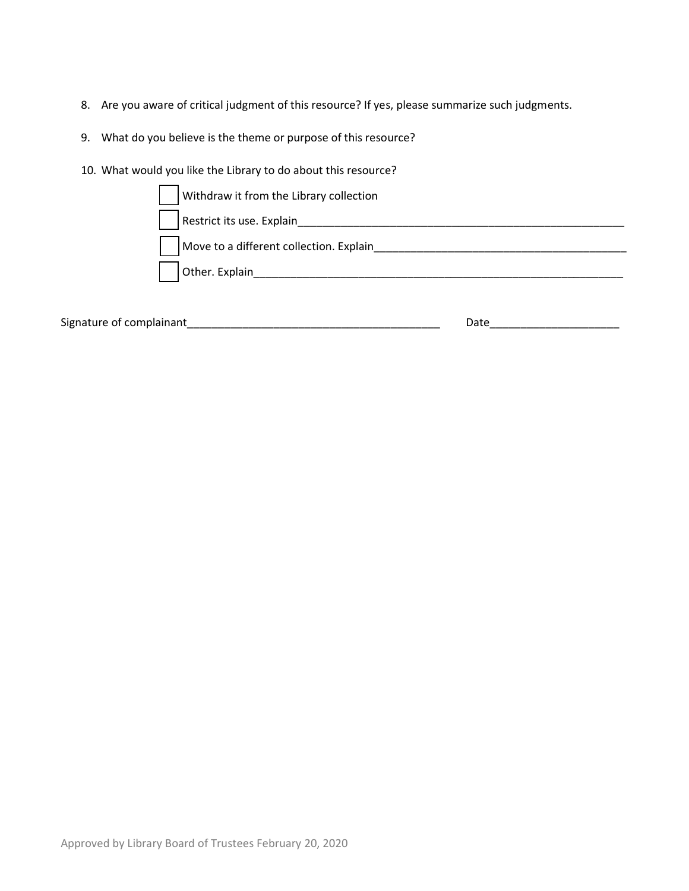8. Are you aware of critical judgment of this resource? If yes, please summarize such judgments.

9. What do you believe is the theme or purpose of this resource?

10. What would you like the Library to do about this resource?

    ☐ Withdraw it from the Library collection

    ☐ Restrict its use. Explain_______________________________________________________

    ☐ Move to a different collection. Explain___________________________________________

    ☐ Other. Explain_________________________________________________________________

Signature of complainant__________________________________________ Date_____________________

Approved by Library Board of Trustees February 20, 2020